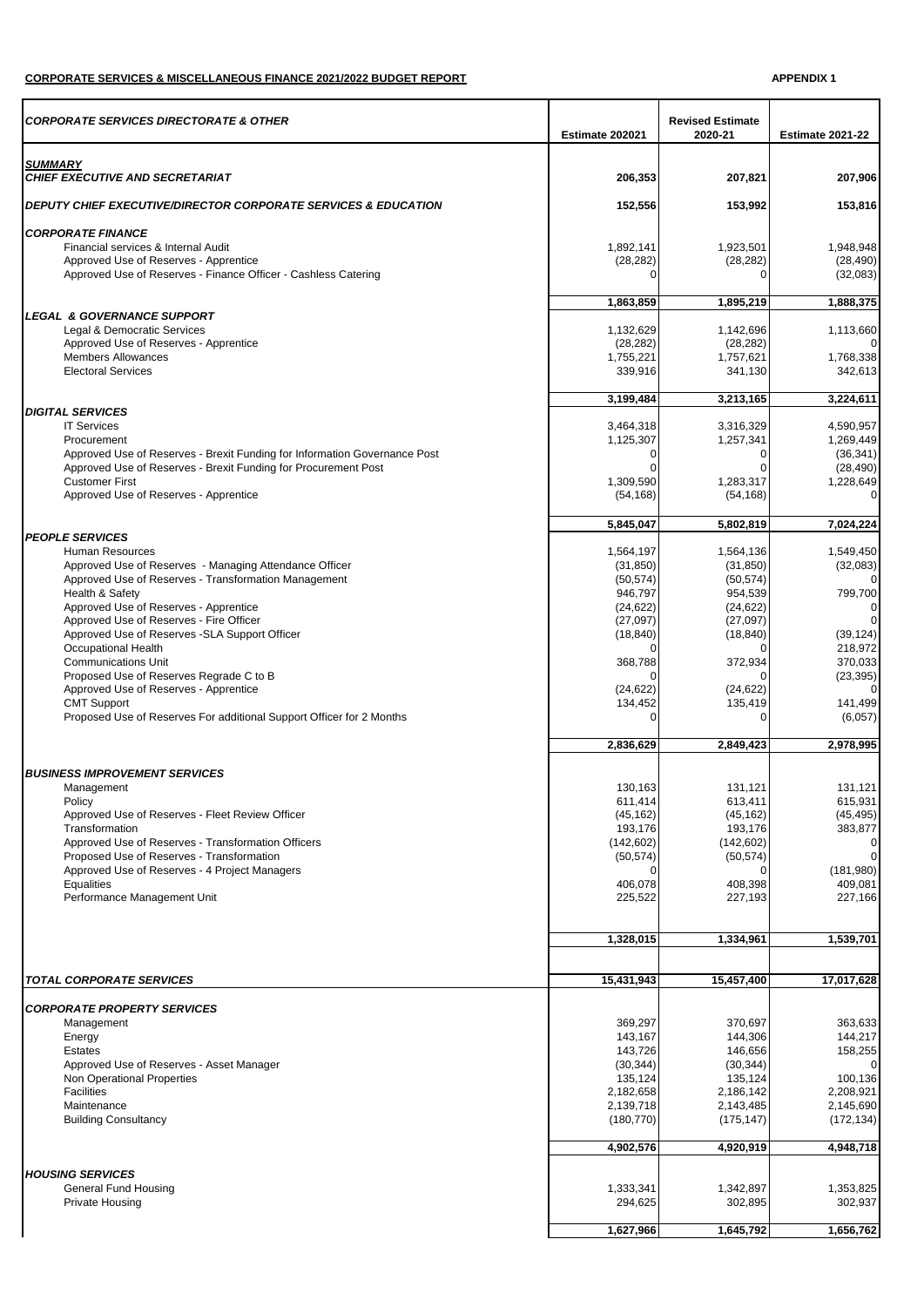**CORPORATE SERVICES & MISCELLANEOUS FINANCE 2021/2022 BUDGET REPORT** **APPENDIX 1**

| *CORPORATE SERVICES DIRECTORATE & OTHER* | Estimate 202021 | Revised Estimate 2020-21 | Estimate 2021-22 |
|---|---|---|---|
| ***SUMMARY*** | | | |
| ***CHIEF EXECUTIVE AND SECRETARIAT*** | **206,353** | **207,821** | **207,906** |
| ***DEPUTY CHIEF EXECUTIVE/DIRECTOR CORPORATE SERVICES & EDUCATION*** | **152,556** | **153,992** | **153,816** |
| ***CORPORATE FINANCE*** | | | |
| Financial services & Internal Audit | 1,892,141 | 1,923,501 | 1,948,948 |
| Approved Use of Reserves - Apprentice | (28,282) | (28,282) | (28,490) |
| Approved Use of Reserves - Finance Officer - Cashless Catering | 0 | 0 | (32,083) |
| | **1,863,859** | **1,895,219** | **1,888,375** |
| ***LEGAL & GOVERNANCE SUPPORT*** | | | |
| Legal & Democratic Services | 1,132,629 | 1,142,696 | 1,113,660 |
| Approved Use of Reserves - Apprentice | (28,282) | (28,282) | 0 |
| Members Allowances | 1,755,221 | 1,757,621 | 1,768,338 |
| Electoral Services | 339,916 | 341,130 | 342,613 |
| | **3,199,484** | **3,213,165** | **3,224,611** |
| ***DIGITAL SERVICES*** | | | |
| IT Services | 3,464,318 | 3,316,329 | 4,590,957 |
| Procurement | 1,125,307 | 1,257,341 | 1,269,449 |
| Approved Use of Reserves - Brexit Funding for Information Governance Post | 0 | 0 | (36,341) |
| Approved Use of Reserves - Brexit Funding for Procurement Post | 0 | 0 | (28,490) |
| Customer First | 1,309,590 | 1,283,317 | 1,228,649 |
| Approved Use of Reserves - Apprentice | (54,168) | (54,168) | 0 |
| | **5,845,047** | **5,802,819** | **7,024,224** |
| ***PEOPLE SERVICES*** | | | |
| Human Resources | 1,564,197 | 1,564,136 | 1,549,450 |
| Approved Use of Reserves - Managing Attendance Officer | (31,850) | (31,850) | (32,083) |
| Approved Use of Reserves - Transformation Management | (50,574) | (50,574) | 0 |
| Health & Safety | 946,797 | 954,539 | 799,700 |
| Approved Use of Reserves - Apprentice | (24,622) | (24,622) | 0 |
| Approved Use of Reserves - Fire Officer | (27,097) | (27,097) | 0 |
| Approved Use of Reserves -SLA Support Officer | (18,840) | (18,840) | (39,124) |
| Occupational Health | 0 | 0 | 218,972 |
| Communications Unit | 368,788 | 372,934 | 370,033 |
| Proposed Use of Reserves Regrade C to B | 0 | 0 | (23,395) |
| Approved Use of Reserves - Apprentice | (24,622) | (24,622) | 0 |
| CMT Support | 134,452 | 135,419 | 141,499 |
| Proposed Use of Reserves For additional Support Officer for 2 Months | 0 | 0 | (6,057) |
| | **2,836,629** | **2,849,423** | **2,978,995** |
| ***BUSINESS IMPROVEMENT SERVICES*** | | | |
| Management | 130,163 | 131,121 | 131,121 |
| Policy | 611,414 | 613,411 | 615,931 |
| Approved Use of Reserves - Fleet Review Officer | (45,162) | (45,162) | (45,495) |
| Transformation | 193,176 | 193,176 | 383,877 |
| Approved Use of Reserves - Transformation Officers | (142,602) | (142,602) | 0 |
| Proposed Use of Reserves - Transformation | (50,574) | (50,574) | 0 |
| Approved Use of Reserves - 4 Project Managers | 0 | 0 | (181,980) |
| Equalities | 406,078 | 408,398 | 409,081 |
| Performance Management Unit | 225,522 | 227,193 | 227,166 |
| | **1,328,015** | **1,334,961** | **1,539,701** |
| ***TOTAL CORPORATE SERVICES*** | **15,431,943** | **15,457,400** | **17,017,628** |
| ***CORPORATE PROPERTY SERVICES*** | | | |
| Management | 369,297 | 370,697 | 363,633 |
| Energy | 143,167 | 144,306 | 144,217 |
| Estates | 143,726 | 146,656 | 158,255 |
| Approved Use of Reserves - Asset Manager | (30,344) | (30,344) | 0 |
| Non Operational Properties | 135,124 | 135,124 | 100,136 |
| Facilities | 2,182,658 | 2,186,142 | 2,208,921 |
| Maintenance | 2,139,718 | 2,143,485 | 2,145,690 |
| Building Consultancy | (180,770) | (175,147) | (172,134) |
| | **4,902,576** | **4,920,919** | **4,948,718** |
| ***HOUSING SERVICES*** | | | |
| General Fund Housing | 1,333,341 | 1,342,897 | 1,353,825 |
| Private Housing | 294,625 | 302,895 | 302,937 |
| | **1,627,966** | **1,645,792** | **1,656,762** |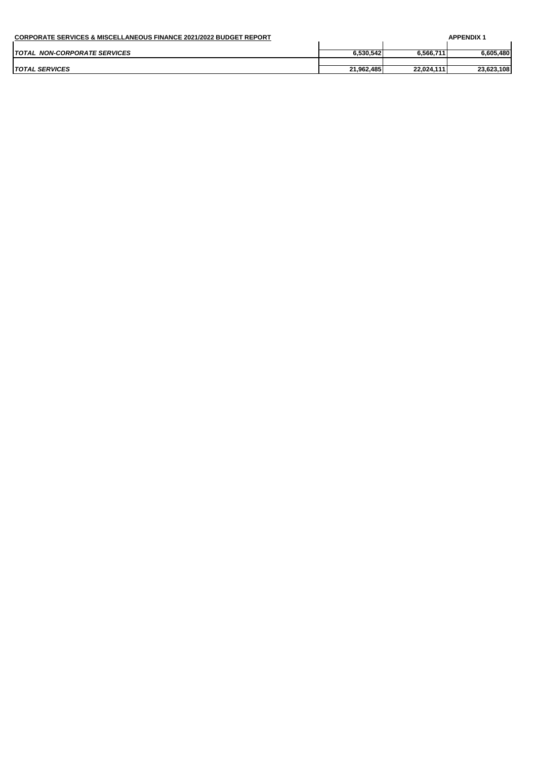**CORPORATE SERVICES & MISCELLANEOUS FINANCE 2021/2022 BUDGET REPORT** **APPENDIX 1**

| | | | |
|---|---|---|---|
| ***TOTAL NON-CORPORATE SERVICES*** | **6,530,542** | **6,566,711** | **6,605,480** |
| ***TOTAL SERVICES*** | **21,962,485** | **22,024,111** | **23,623,108** |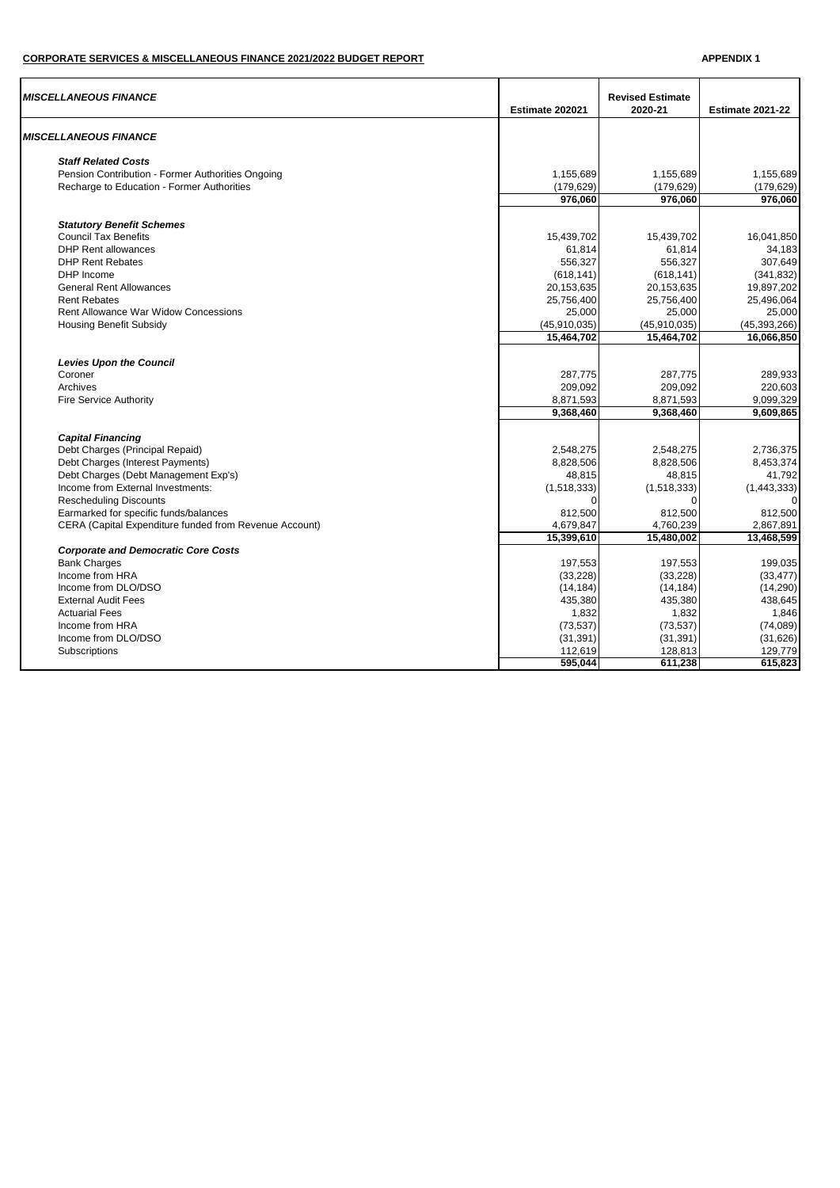**CORPORATE SERVICES & MISCELLANEOUS FINANCE 2021/2022 BUDGET REPORT** **APPENDIX 1**

| *MISCELLANEOUS FINANCE* | Estimate 202021 | Revised Estimate 2020-21 | Estimate 2021-22 |
|---|---|---|---|
| ***MISCELLANEOUS FINANCE*** | | | |
| ***Staff Related Costs*** | | | |
| Pension Contribution - Former Authorities Ongoing | 1,155,689 | 1,155,689 | 1,155,689 |
| Recharge to Education - Former Authorities | (179,629) | (179,629) | (179,629) |
| | **976,060** | **976,060** | **976,060** |
| ***Statutory Benefit Schemes*** | | | |
| Council Tax Benefits | 15,439,702 | 15,439,702 | 16,041,850 |
| DHP Rent allowances | 61,814 | 61,814 | 34,183 |
| DHP Rent Rebates | 556,327 | 556,327 | 307,649 |
| DHP Income | (618,141) | (618,141) | (341,832) |
| General Rent Allowances | 20,153,635 | 20,153,635 | 19,897,202 |
| Rent Rebates | 25,756,400 | 25,756,400 | 25,496,064 |
| Rent Allowance War Widow Concessions | 25,000 | 25,000 | 25,000 |
| Housing Benefit Subsidy | (45,910,035) | (45,910,035) | (45,393,266) |
| | **15,464,702** | **15,464,702** | **16,066,850** |
| ***Levies Upon the Council*** | | | |
| Coroner | 287,775 | 287,775 | 289,933 |
| Archives | 209,092 | 209,092 | 220,603 |
| Fire Service Authority | 8,871,593 | 8,871,593 | 9,099,329 |
| | **9,368,460** | **9,368,460** | **9,609,865** |
| ***Capital Financing*** | | | |
| Debt Charges (Principal Repaid) | 2,548,275 | 2,548,275 | 2,736,375 |
| Debt Charges (Interest Payments) | 8,828,506 | 8,828,506 | 8,453,374 |
| Debt Charges (Debt Management Exp's) | 48,815 | 48,815 | 41,792 |
| Income from External Investments: | (1,518,333) | (1,518,333) | (1,443,333) |
| Rescheduling Discounts | 0 | 0 | 0 |
| Earmarked for specific funds/balances | 812,500 | 812,500 | 812,500 |
| CERA (Capital Expenditure funded from Revenue Account) | 4,679,847 | 4,760,239 | 2,867,891 |
| | **15,399,610** | **15,480,002** | **13,468,599** |
| ***Corporate and Democratic Core Costs*** | | | |
| Bank Charges | 197,553 | 197,553 | 199,035 |
| Income from HRA | (33,228) | (33,228) | (33,477) |
| Income from DLO/DSO | (14,184) | (14,184) | (14,290) |
| External Audit Fees | 435,380 | 435,380 | 438,645 |
| Actuarial Fees | 1,832 | 1,832 | 1,846 |
| Income from HRA | (73,537) | (73,537) | (74,089) |
| Income from DLO/DSO | (31,391) | (31,391) | (31,626) |
| Subscriptions | 112,619 | 128,813 | 129,779 |
| | **595,044** | **611,238** | **615,823** |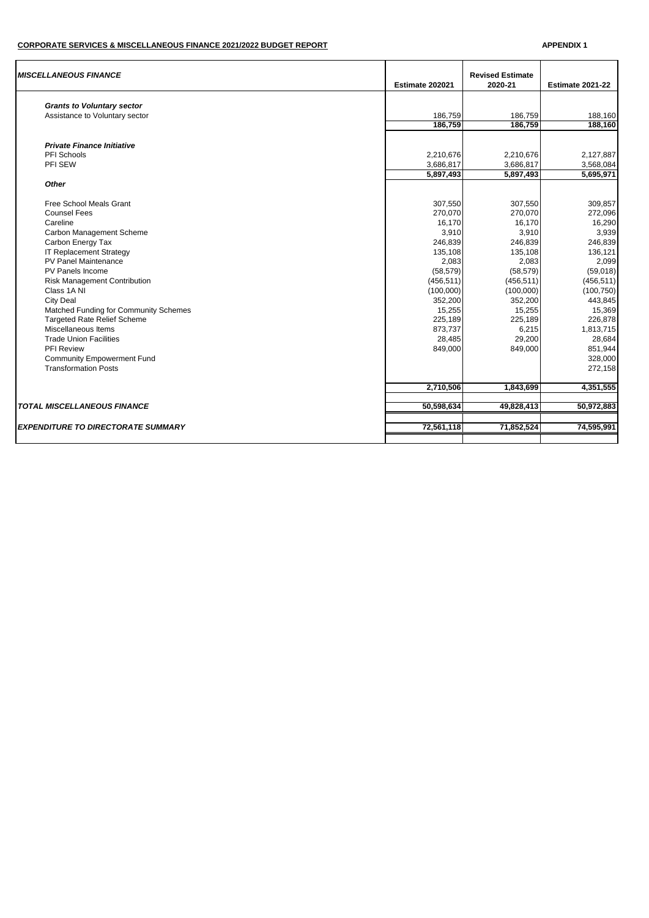**CORPORATE SERVICES & MISCELLANEOUS FINANCE 2021/2022 BUDGET REPORT** **APPENDIX 1**

| ***MISCELLANEOUS FINANCE*** | **Estimate 202021** | **Revised Estimate 2020-21** | **Estimate 2021-22** |
|---|---|---|---|
| ***Grants to Voluntary sector*** | | | |
| Assistance to Voluntary sector | 186,759 | 186,759 | 188,160 |
| | **186,759** | **186,759** | **188,160** |
| ***Private Finance Initiative*** | | | |
| PFI Schools | 2,210,676 | 2,210,676 | 2,127,887 |
| PFI SEW | 3,686,817 | 3,686,817 | 3,568,084 |
| | **5,897,493** | **5,897,493** | **5,695,971** |
| ***Other*** | | | |
| Free School Meals Grant | 307,550 | 307,550 | 309,857 |
| Counsel Fees | 270,070 | 270,070 | 272,096 |
| Careline | 16,170 | 16,170 | 16,290 |
| Carbon Management Scheme | 3,910 | 3,910 | 3,939 |
| Carbon Energy Tax | 246,839 | 246,839 | 246,839 |
| IT Replacement Strategy | 135,108 | 135,108 | 136,121 |
| PV Panel Maintenance | 2,083 | 2,083 | 2,099 |
| PV Panels Income | (58,579) | (58,579) | (59,018) |
| Risk Management Contribution | (456,511) | (456,511) | (456,511) |
| Class 1A NI | (100,000) | (100,000) | (100,750) |
| City Deal | 352,200 | 352,200 | 443,845 |
| Matched Funding for Community Schemes | 15,255 | 15,255 | 15,369 |
| Targeted Rate Relief Scheme | 225,189 | 225,189 | 226,878 |
| Miscellaneous Items | 873,737 | 6,215 | 1,813,715 |
| Trade Union Facilities | 28,485 | 29,200 | 28,684 |
| PFI Review | 849,000 | 849,000 | 851,944 |
| Community Empowerment Fund | | | 328,000 |
| Transformation Posts | | | 272,158 |
| | **2,710,506** | **1,843,699** | **4,351,555** |
| ***TOTAL MISCELLANEOUS FINANCE*** | **50,598,634** | **49,828,413** | **50,972,883** |
| ***EXPENDITURE TO DIRECTORATE SUMMARY*** | **72,561,118** | **71,852,524** | **74,595,991** |